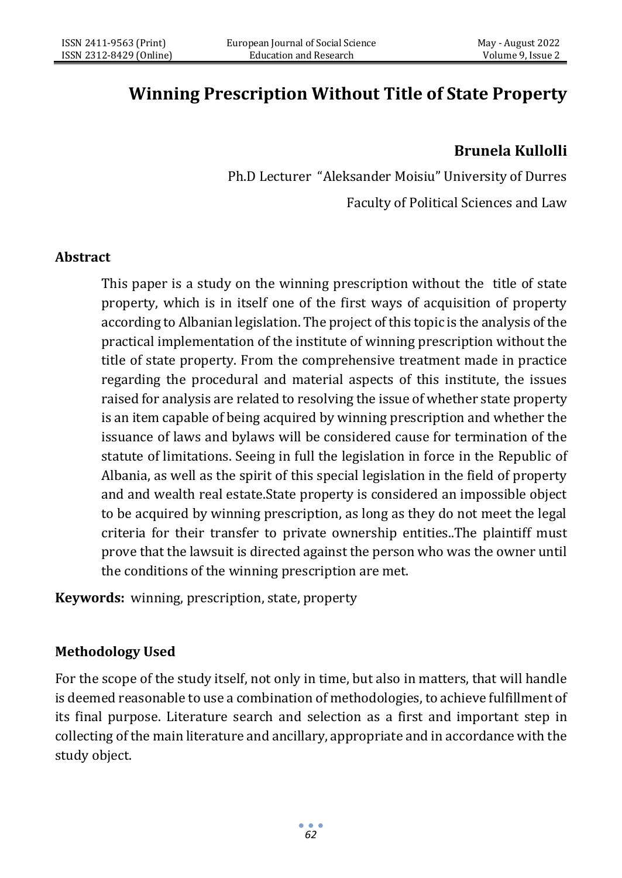# Winning Prescription Without Title of State Property

**Brunela Kullolli**

Ph.D Lecturer "Aleksander Moisiu" University of Durres

Faculty of Political Sciences and Law

## Abstract

This paper is a study on the winning prescription without the title of state property, which is in itself one of the first ways of acquisition of property according to Albanian legislation. The project of this topic is the analysis of the practical implementation of the institute of winning prescription without the title of state property. From the comprehensive treatment made in practice regarding the procedural and material aspects of this institute, the issues raised for analysis are related to resolving the issue of whether state property is an item capable of being acquired by winning prescription and whether the issuance of laws and bylaws will be considered cause for termination of the statute of limitations. Seeing in full the legislation in force in the Republic of Albania, as well as the spirit of this special legislation in the field of property and and wealth real estate.State property is considered an impossible object to be acquired by winning prescription, as long as they do not meet the legal criteria for their transfer to private ownership entities..The plaintiff must prove that the lawsuit is directed against the person who was the owner until the conditions of the winning prescription are met.

**Keywords:** winning, prescription, state, property

## Methodology Used

For the scope of the study itself, not only in time, but also in matters, that will handle is deemed reasonable to use a combination of methodologies, to achieve fulfillment of its final purpose. Literature search and selection as a first and important step in collecting of the main literature and ancillary, appropriate and in accordance with the study object.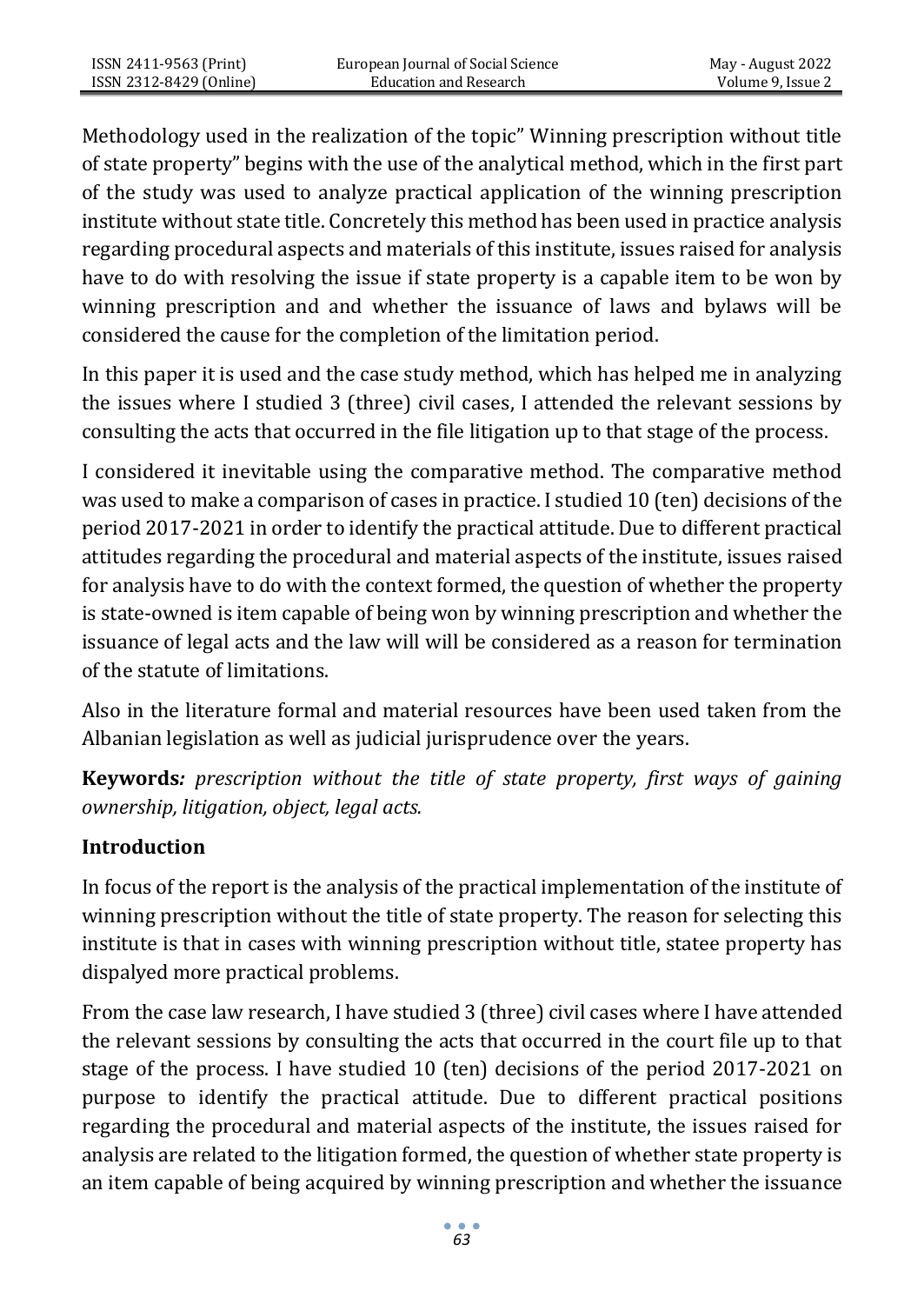Methodology used in the realization of the topic" Winning prescription without title of state property" begins with the use of the analytical method, which in the first part of the study was used to analyze practical application of the winning prescription institute without state title. Concretely this method has been used in practice analysis regarding procedural aspects and materials of this institute, issues raised for analysis have to do with resolving the issue if state property is a capable item to be won by winning prescription and and whether the issuance of laws and bylaws will be considered the cause for the completion of the limitation period.

In this paper it is used and the case study method, which has helped me in analyzing the issues where I studied 3 (three) civil cases, I attended the relevant sessions by consulting the acts that occurred in the file litigation up to that stage of the process.

I considered it inevitable using the comparative method. The comparative method was used to make a comparison of cases in practice. I studied 10 (ten) decisions of the period 2017-2021 in order to identify the practical attitude. Due to different practical attitudes regarding the procedural and material aspects of the institute, issues raised for analysis have to do with the context formed, the question of whether the property is state-owned is item capable of being won by winning prescription and whether the issuance of legal acts and the law will will be considered as a reason for termination of the statute of limitations.

Also in the literature formal and material resources have been used taken from the Albanian legislation as well as judicial jurisprudence over the years.

**Keywords***: prescription without the title of state property, first ways of gaining ownership, litigation, object, legal acts.*

## Introduction

In focus of the report is the analysis of the practical implementation of the institute of winning prescription without the title of state property. The reason for selecting this institute is that in cases with winning prescription without title, statee property has dispalyed more practical problems.

From the case law research, I have studied 3 (three) civil cases where I have attended the relevant sessions by consulting the acts that occurred in the court file up to that stage of the process. I have studied 10 (ten) decisions of the period 2017-2021 on purpose to identify the practical attitude. Due to different practical positions regarding the procedural and material aspects of the institute, the issues raised for analysis are related to the litigation formed, the question of whether state property is an item capable of being acquired by winning prescription and whether the issuance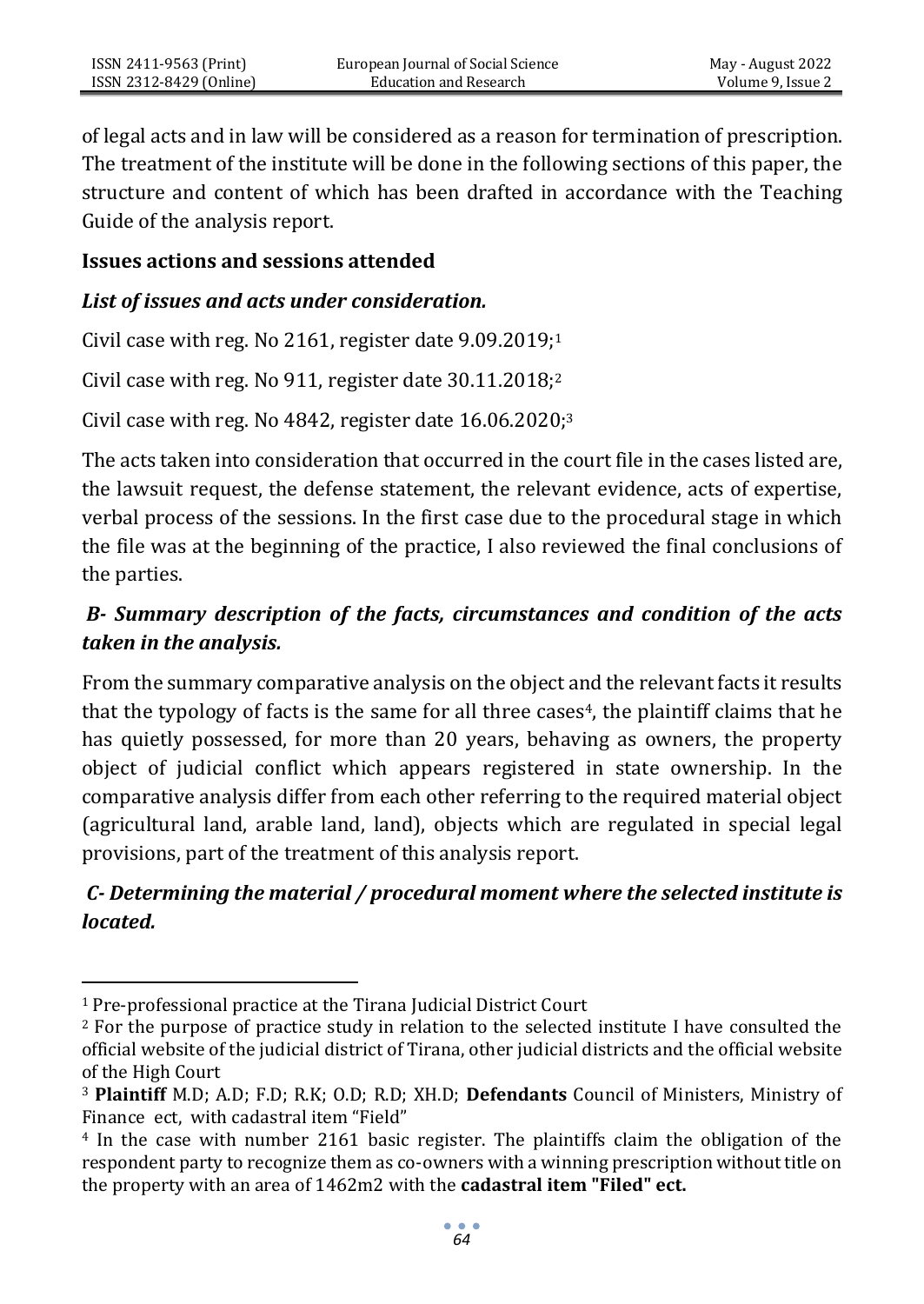of legal acts and in law will be considered as a reason for termination of prescription. The treatment of the institute will be done in the following sections of this paper, the structure and content of which has been drafted in accordance with the Teaching Guide of the analysis report.

**Issues actions and sessions attended**

***List of issues and acts under consideration.***

Civil case with reg. No 2161, register date 9.09.2019;[1]

Civil case with reg. No 911, register date 30.11.2018;[2]

Civil case with reg. No 4842, register date 16.06.2020;[3]

The acts taken into consideration that occurred in the court file in the cases listed are, the lawsuit request, the defense statement, the relevant evidence, acts of expertise, verbal process of the sessions. In the first case due to the procedural stage in which the file was at the beginning of the practice, I also reviewed the final conclusions of the parties.

***B- Summary description of the facts, circumstances and condition of the acts taken in the analysis.***

From the summary comparative analysis on the object and the relevant facts it results that the typology of facts is the same for all three cases[4], the plaintiff claims that he has quietly possessed, for more than 20 years, behaving as owners, the property object of judicial conflict which appears registered in state ownership. In the comparative analysis differ from each other referring to the required material object (agricultural land, arable land, land), objects which are regulated in special legal provisions, part of the treatment of this analysis report.

***C- Determining the material / procedural moment where the selected institute is located.***

---

[1] Pre-professional practice at the Tirana Judicial District Court

[2] For the purpose of practice study in relation to the selected institute I have consulted the official website of the judicial district of Tirana, other judicial districts and the official website of the High Court

[3] **Plaintiff** M.D; A.D; F.D; R.K; O.D; R.D; XH.D; **Defendants** Council of Ministers, Ministry of Finance ect, with cadastral item "Field"

[4] In the case with number 2161 basic register. The plaintiffs claim the obligation of the respondent party to recognize them as co-owners with a winning prescription without title on the property with an area of 1462m2 with the **cadastral item "Filed" ect.**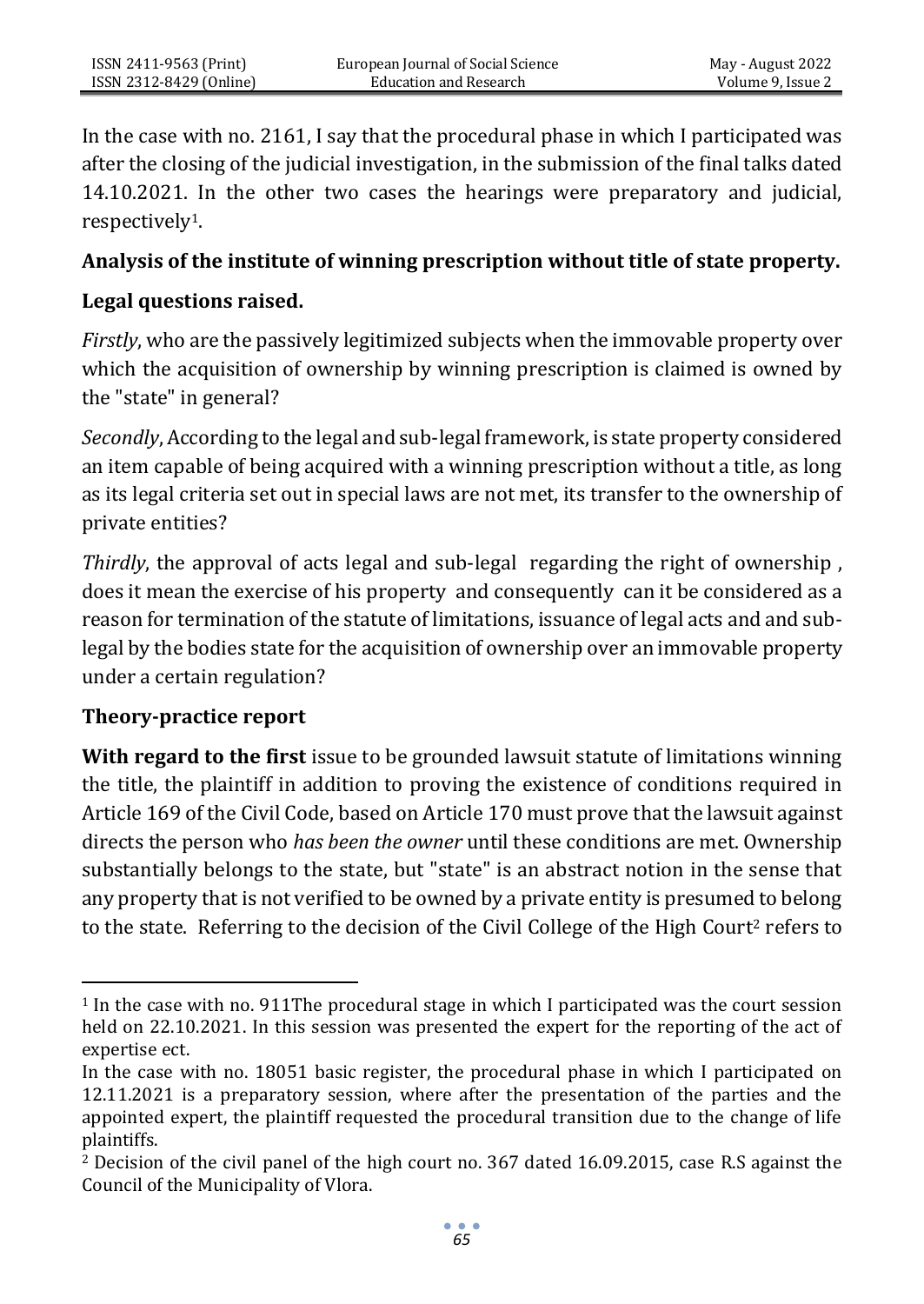In the case with no. 2161, I say that the procedural phase in which I participated was after the closing of the judicial investigation, in the submission of the final talks dated 14.10.2021. In the other two cases the hearings were preparatory and judicial, respectively[1].

**Analysis of the institute of winning prescription without title of state property.**

**Legal questions raised.**

*Firstly*, who are the passively legitimized subjects when the immovable property over which the acquisition of ownership by winning prescription is claimed is owned by the "state" in general?

*Secondly*, According to the legal and sub-legal framework, is state property considered an item capable of being acquired with a winning prescription without a title, as long as its legal criteria set out in special laws are not met, its transfer to the ownership of private entities?

*Thirdly*, the approval of acts legal and sub-legal regarding the right of ownership , does it mean the exercise of his property and consequently can it be considered as a reason for termination of the statute of limitations, issuance of legal acts and and sub-legal by the bodies state for the acquisition of ownership over an immovable property under a certain regulation?

**Theory-practice report**

**With regard to the first** issue to be grounded lawsuit statute of limitations winning the title, the plaintiff in addition to proving the existence of conditions required in Article 169 of the Civil Code, based on Article 170 must prove that the lawsuit against directs the person who *has been the owner* until these conditions are met. Ownership substantially belongs to the state, but "state" is an abstract notion in the sense that any property that is not verified to be owned by a private entity is presumed to belong to the state. Referring to the decision of the Civil College of the High Court[2] refers to

---

[1] In the case with no. 911The procedural stage in which I participated was the court session held on 22.10.2021. In this session was presented the expert for the reporting of the act of expertise ect.

In the case with no. 18051 basic register, the procedural phase in which I participated on 12.11.2021 is a preparatory session, where after the presentation of the parties and the appointed expert, the plaintiff requested the procedural transition due to the change of life plaintiffs.

[2] Decision of the civil panel of the high court no. 367 dated 16.09.2015, case R.S against the Council of the Municipality of Vlora.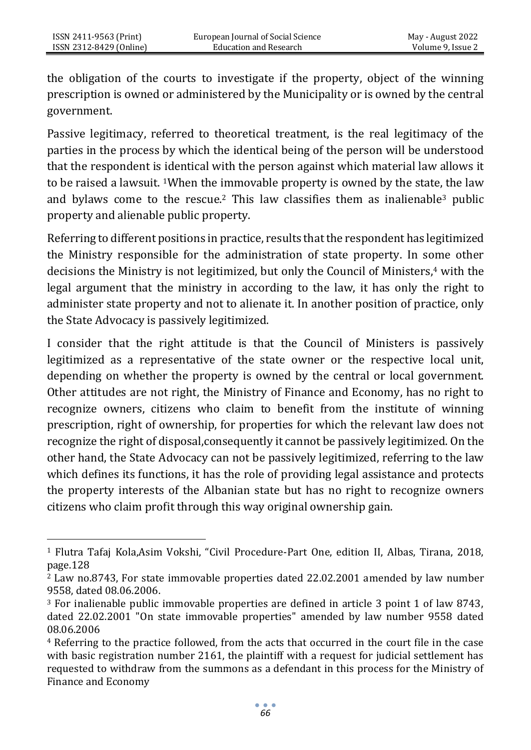the obligation of the courts to investigate if the property, object of the winning prescription is owned or administered by the Municipality or is owned by the central government.

Passive legitimacy, referred to theoretical treatment, is the real legitimacy of the parties in the process by which the identical being of the person will be understood that the respondent is identical with the person against which material law allows it to be raised a lawsuit. [1]When the immovable property is owned by the state, the law and bylaws come to the rescue.[2] This law classifies them as inalienable[3] public property and alienable public property.

Referring to different positions in practice, results that the respondent has legitimized the Ministry responsible for the administration of state property. In some other decisions the Ministry is not legitimized, but only the Council of Ministers,[4] with the legal argument that the ministry in according to the law, it has only the right to administer state property and not to alienate it. In another position of practice, only the State Advocacy is passively legitimized.

I consider that the right attitude is that the Council of Ministers is passively legitimized as a representative of the state owner or the respective local unit, depending on whether the property is owned by the central or local government. Other attitudes are not right, the Ministry of Finance and Economy, has no right to recognize owners, citizens who claim to benefit from the institute of winning prescription, right of ownership, for properties for which the relevant law does not recognize the right of disposal,consequently it cannot be passively legitimized. On the other hand, the State Advocacy can not be passively legitimized, referring to the law which defines its functions, it has the role of providing legal assistance and protects the property interests of the Albanian state but has no right to recognize owners citizens who claim profit through this way original ownership gain.

---

[1] Flutra Tafaj Kola,Asim Vokshi, "Civil Procedure-Part One, edition II, Albas, Tirana, 2018, page.128

[2] Law no.8743, For state immovable properties dated 22.02.2001 amended by law number 9558, dated 08.06.2006.

[3] For inalienable public immovable properties are defined in article 3 point 1 of law 8743, dated 22.02.2001 "On state immovable properties" amended by law number 9558 dated 08.06.2006

[4] Referring to the practice followed, from the acts that occurred in the court file in the case with basic registration number 2161, the plaintiff with a request for judicial settlement has requested to withdraw from the summons as a defendant in this process for the Ministry of Finance and Economy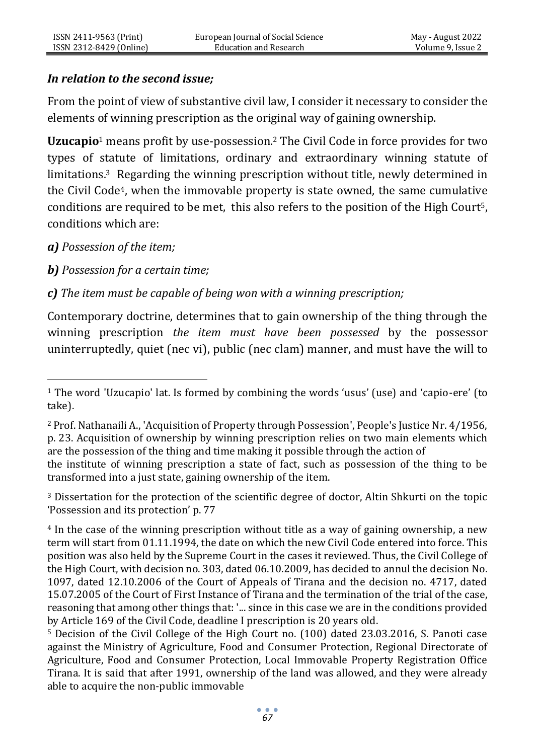***In relation to the second issue;***

From the point of view of substantive civil law, I consider it necessary to consider the elements of winning prescription as the original way of gaining ownership.

**Uzucapio**[1] means profit by use-possession.[2] The Civil Code in force provides for two types of statute of limitations, ordinary and extraordinary winning statute of limitations.[3] Regarding the winning prescription without title, newly determined in the Civil Code[4], when the immovable property is state owned, the same cumulative conditions are required to be met, this also refers to the position of the High Court[5], conditions which are:

***a)*** *Possession of the item;*

***b)*** *Possession for a certain time;*

***c)*** *The item must be capable of being won with a winning prescription;*

Contemporary doctrine, determines that to gain ownership of the thing through the winning prescription *the item must have been possessed* by the possessor uninterruptedly, quiet (nec vi), public (nec clam) manner, and must have the will to

---

[1] The word 'Uzucapio' lat. Is formed by combining the words 'usus' (use) and 'capio-ere' (to take).

[2] Prof. Nathanaili A., 'Acquisition of Property through Possession', People's Justice Nr. 4/1956, p. 23. Acquisition of ownership by winning prescription relies on two main elements which are the possession of the thing and time making it possible through the action of the institute of winning prescription a state of fact, such as possession of the thing to be transformed into a just state, gaining ownership of the item.

[3] Dissertation for the protection of the scientific degree of doctor, Altin Shkurti on the topic 'Possession and its protection' p. 77

[4] In the case of the winning prescription without title as a way of gaining ownership, a new term will start from 01.11.1994, the date on which the new Civil Code entered into force. This position was also held by the Supreme Court in the cases it reviewed. Thus, the Civil College of the High Court, with decision no. 303, dated 06.10.2009, has decided to annul the decision No. 1097, dated 12.10.2006 of the Court of Appeals of Tirana and the decision no. 4717, dated 15.07.2005 of the Court of First Instance of Tirana and the termination of the trial of the case, reasoning that among other things that: '... since in this case we are in the conditions provided by Article 169 of the Civil Code, deadline I prescription is 20 years old.

[5] Decision of the Civil College of the High Court no. (100) dated 23.03.2016, S. Panoti case against the Ministry of Agriculture, Food and Consumer Protection, Regional Directorate of Agriculture, Food and Consumer Protection, Local Immovable Property Registration Office Tirana. It is said that after 1991, ownership of the land was allowed, and they were already able to acquire the non-public immovable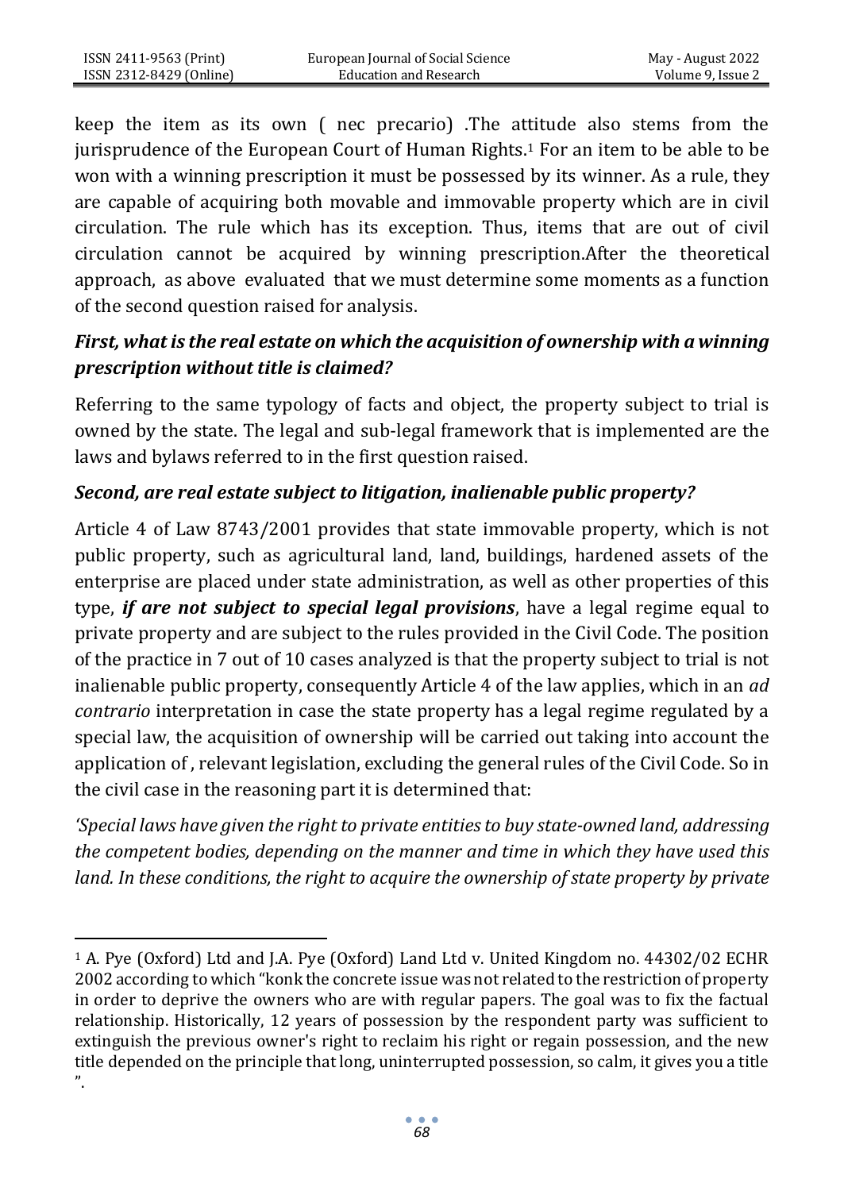keep the item as its own ( nec precario) .The attitude also stems from the jurisprudence of the European Court of Human Rights.[1] For an item to be able to be won with a winning prescription it must be possessed by its winner. As a rule, they are capable of acquiring both movable and immovable property which are in civil circulation. The rule which has its exception. Thus, items that are out of civil circulation cannot be acquired by winning prescription.After the theoretical approach, as above evaluated that we must determine some moments as a function of the second question raised for analysis.

***First, what is the real estate on which the acquisition of ownership with a winning prescription without title is claimed?***

Referring to the same typology of facts and object, the property subject to trial is owned by the state. The legal and sub-legal framework that is implemented are the laws and bylaws referred to in the first question raised.

***Second, are real estate subject to litigation, inalienable public property?***

Article 4 of Law 8743/2001 provides that state immovable property, which is not public property, such as agricultural land, land, buildings, hardened assets of the enterprise are placed under state administration, as well as other properties of this type, ***if are not subject to special legal provisions***, have a legal regime equal to private property and are subject to the rules provided in the Civil Code. The position of the practice in 7 out of 10 cases analyzed is that the property subject to trial is not inalienable public property, consequently Article 4 of the law applies, which in an *ad contrario* interpretation in case the state property has a legal regime regulated by a special law, the acquisition of ownership will be carried out taking into account the application of , relevant legislation, excluding the general rules of the Civil Code. So in the civil case in the reasoning part it is determined that:

*'Special laws have given the right to private entities to buy state-owned land, addressing the competent bodies, depending on the manner and time in which they have used this land. In these conditions, the right to acquire the ownership of state property by private*

---

[1] A. Pye (Oxford) Ltd and J.A. Pye (Oxford) Land Ltd v. United Kingdom no. 44302/02 ECHR 2002 according to which "konk the concrete issue was not related to the restriction of property in order to deprive the owners who are with regular papers. The goal was to fix the factual relationship. Historically, 12 years of possession by the respondent party was sufficient to extinguish the previous owner's right to reclaim his right or regain possession, and the new title depended on the principle that long, uninterrupted possession, so calm, it gives you a title ".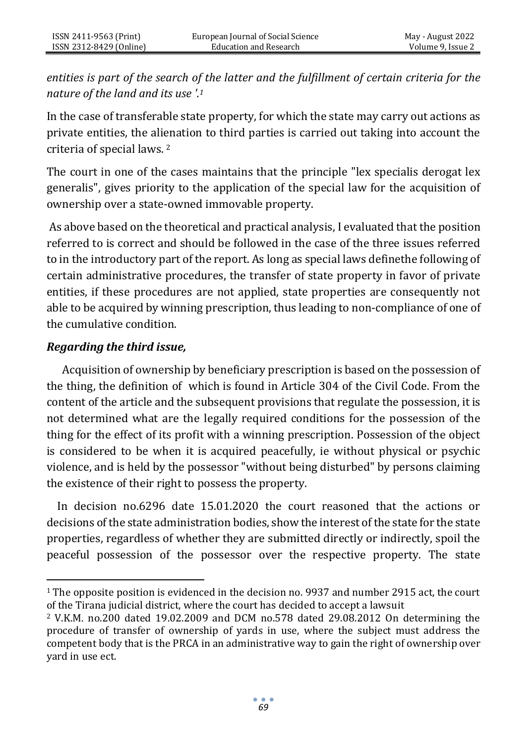*entities is part of the search of the latter and the fulfillment of certain criteria for the nature of the land and its use '.*[1]

In the case of transferable state property, for which the state may carry out actions as private entities, the alienation to third parties is carried out taking into account the criteria of special laws. [2]

The court in one of the cases maintains that the principle "lex specialis derogat lex generalis", gives priority to the application of the special law for the acquisition of ownership over a state-owned immovable property.

As above based on the theoretical and practical analysis, I evaluated that the position referred to is correct and should be followed in the case of the three issues referred to in the introductory part of the report. As long as special laws definethe following of certain administrative procedures, the transfer of state property in favor of private entities, if these procedures are not applied, state properties are consequently not able to be acquired by winning prescription, thus leading to non-compliance of one of the cumulative condition.

***Regarding the third issue,***

Acquisition of ownership by beneficiary prescription is based on the possession of the thing, the definition of which is found in Article 304 of the Civil Code. From the content of the article and the subsequent provisions that regulate the possession, it is not determined what are the legally required conditions for the possession of the thing for the effect of its profit with a winning prescription. Possession of the object is considered to be when it is acquired peacefully, ie without physical or psychic violence, and is held by the possessor "without being disturbed" by persons claiming the existence of their right to possess the property.

In decision no.6296 date 15.01.2020 the court reasoned that the actions or decisions of the state administration bodies, show the interest of the state for the state properties, regardless of whether they are submitted directly or indirectly, spoil the peaceful possession of the possessor over the respective property. The state

---

[1] The opposite position is evidenced in the decision no. 9937 and number 2915 act, the court of the Tirana judicial district, where the court has decided to accept a lawsuit

[2] V.K.M. no.200 dated 19.02.2009 and DCM no.578 dated 29.08.2012 On determining the procedure of transfer of ownership of yards in use, where the subject must address the competent body that is the PRCA in an administrative way to gain the right of ownership over yard in use ect.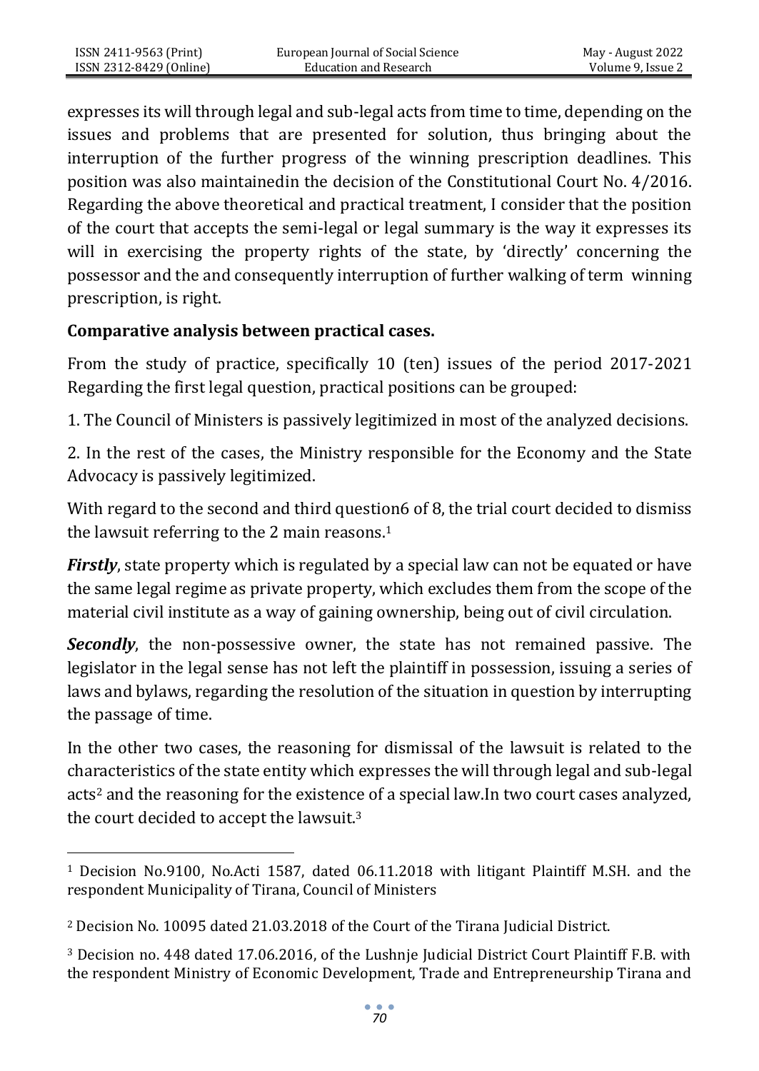expresses its will through legal and sub-legal acts from time to time, depending on the issues and problems that are presented for solution, thus bringing about the interruption of the further progress of the winning prescription deadlines. This position was also maintainedin the decision of the Constitutional Court No. 4/2016. Regarding the above theoretical and practical treatment, I consider that the position of the court that accepts the semi-legal or legal summary is the way it expresses its will in exercising the property rights of the state, by 'directly' concerning the possessor and the and consequently interruption of further walking of term winning prescription, is right.

**Comparative analysis between practical cases.**

From the study of practice, specifically 10 (ten) issues of the period 2017-2021 Regarding the first legal question, practical positions can be grouped:

1. The Council of Ministers is passively legitimized in most of the analyzed decisions.

2. In the rest of the cases, the Ministry responsible for the Economy and the State Advocacy is passively legitimized.

With regard to the second and third question6 of 8, the trial court decided to dismiss the lawsuit referring to the 2 main reasons.[1]

***Firstly***, state property which is regulated by a special law can not be equated or have the same legal regime as private property, which excludes them from the scope of the material civil institute as a way of gaining ownership, being out of civil circulation.

***Secondly***, the non-possessive owner, the state has not remained passive. The legislator in the legal sense has not left the plaintiff in possession, issuing a series of laws and bylaws, regarding the resolution of the situation in question by interrupting the passage of time.

In the other two cases, the reasoning for dismissal of the lawsuit is related to the characteristics of the state entity which expresses the will through legal and sub-legal acts[2] and the reasoning for the existence of a special law.In two court cases analyzed, the court decided to accept the lawsuit.[3]

[1] Decision No.9100, No.Acti 1587, dated 06.11.2018 with litigant Plaintiff M.SH. and the respondent Municipality of Tirana, Council of Ministers

[2] Decision No. 10095 dated 21.03.2018 of the Court of the Tirana Judicial District.

[3] Decision no. 448 dated 17.06.2016, of the Lushnje Judicial District Court Plaintiff F.B. with the respondent Ministry of Economic Development, Trade and Entrepreneurship Tirana and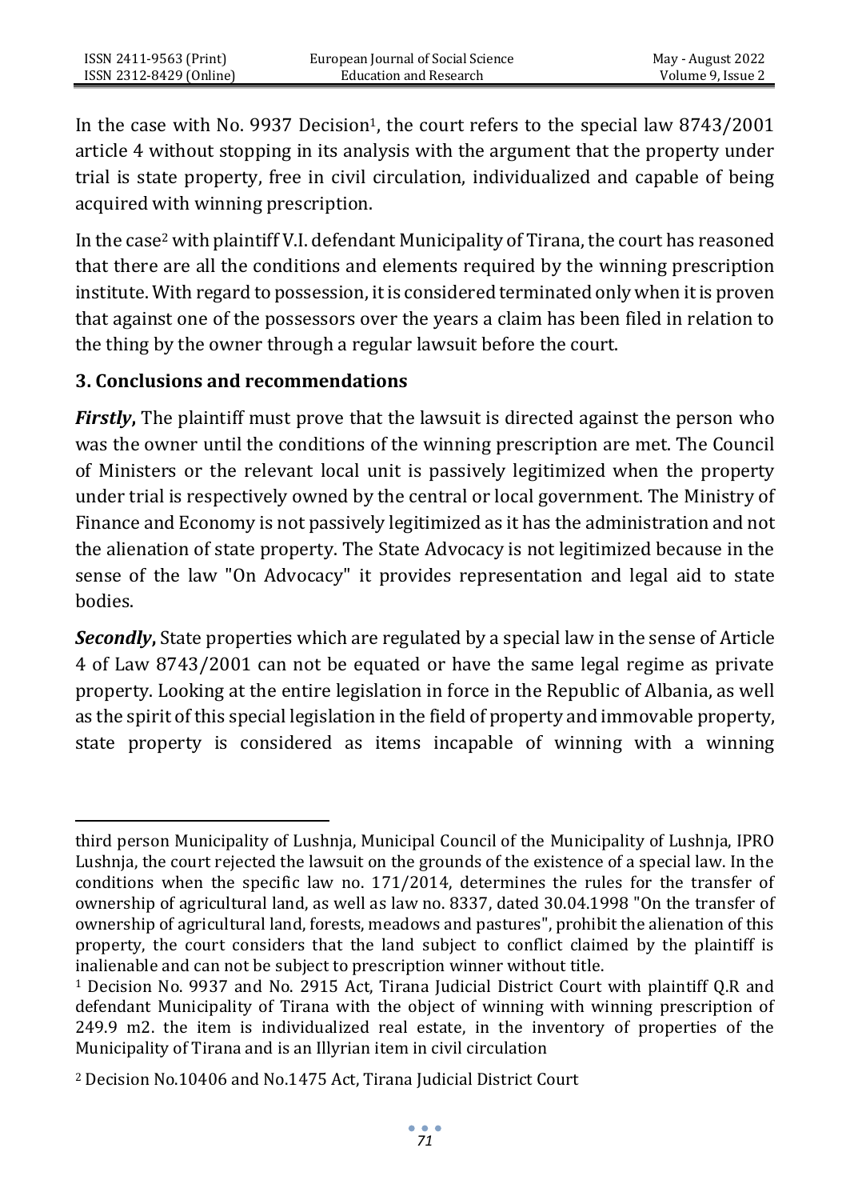In the case with No. 9937 Decision[1], the court refers to the special law 8743/2001 article 4 without stopping in its analysis with the argument that the property under trial is state property, free in civil circulation, individualized and capable of being acquired with winning prescription.

In the case[2] with plaintiff V.I. defendant Municipality of Tirana, the court has reasoned that there are all the conditions and elements required by the winning prescription institute. With regard to possession, it is considered terminated only when it is proven that against one of the possessors over the years a claim has been filed in relation to the thing by the owner through a regular lawsuit before the court.

## 3. Conclusions and recommendations

***Firstly*,** The plaintiff must prove that the lawsuit is directed against the person who was the owner until the conditions of the winning prescription are met. The Council of Ministers or the relevant local unit is passively legitimized when the property under trial is respectively owned by the central or local government. The Ministry of Finance and Economy is not passively legitimized as it has the administration and not the alienation of state property. The State Advocacy is not legitimized because in the sense of the law "On Advocacy" it provides representation and legal aid to state bodies.

***Secondly*,** State properties which are regulated by a special law in the sense of Article 4 of Law 8743/2001 can not be equated or have the same legal regime as private property. Looking at the entire legislation in force in the Republic of Albania, as well as the spirit of this special legislation in the field of property and immovable property, state property is considered as items incapable of winning with a winning

---

third person Municipality of Lushnja, Municipal Council of the Municipality of Lushnja, IPRO Lushnja, the court rejected the lawsuit on the grounds of the existence of a special law. In the conditions when the specific law no. 171/2014, determines the rules for the transfer of ownership of agricultural land, as well as law no. 8337, dated 30.04.1998 "On the transfer of ownership of agricultural land, forests, meadows and pastures", prohibit the alienation of this property, the court considers that the land subject to conflict claimed by the plaintiff is inalienable and can not be subject to prescription winner without title.

[1] Decision No. 9937 and No. 2915 Act, Tirana Judicial District Court with plaintiff Q.R and defendant Municipality of Tirana with the object of winning with winning prescription of 249.9 m2. the item is individualized real estate, in the inventory of properties of the Municipality of Tirana and is an Illyrian item in civil circulation

[2] Decision No.10406 and No.1475 Act, Tirana Judicial District Court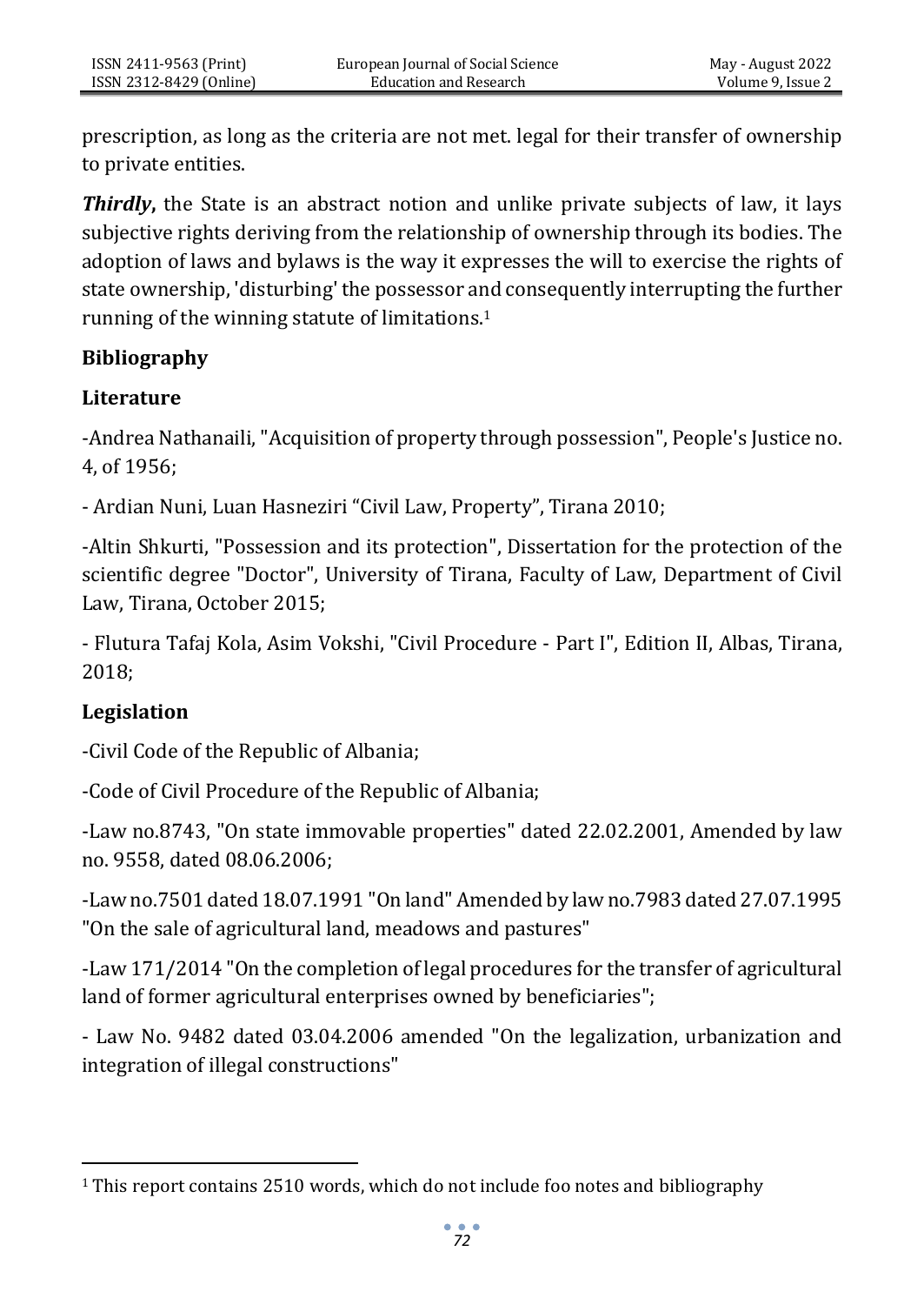prescription, as long as the criteria are not met. legal for their transfer of ownership to private entities.

***Thirdly***, the State is an abstract notion and unlike private subjects of law, it lays subjective rights deriving from the relationship of ownership through its bodies. The adoption of laws and bylaws is the way it expresses the will to exercise the rights of state ownership, 'disturbing' the possessor and consequently interrupting the further running of the winning statute of limitations.[1]

## Bibliography

### Literature

-Andrea Nathanaili, "Acquisition of property through possession", People's Justice no. 4, of 1956;

- Ardian Nuni, Luan Hasneziri "Civil Law, Property", Tirana 2010;

-Altin Shkurti, "Possession and its protection", Dissertation for the protection of the scientific degree "Doctor", University of Tirana, Faculty of Law, Department of Civil Law, Tirana, October 2015;

- Flutura Tafaj Kola, Asim Vokshi, "Civil Procedure - Part I", Edition II, Albas, Tirana, 2018;

### Legislation

-Civil Code of the Republic of Albania;

-Code of Civil Procedure of the Republic of Albania;

-Law no.8743, "On state immovable properties" dated 22.02.2001, Amended by law no. 9558, dated 08.06.2006;

-Law no.7501 dated 18.07.1991 "On land" Amended by law no.7983 dated 27.07.1995 "On the sale of agricultural land, meadows and pastures"

-Law 171/2014 "On the completion of legal procedures for the transfer of agricultural land of former agricultural enterprises owned by beneficiaries";

- Law No. 9482 dated 03.04.2006 amended "On the legalization, urbanization and integration of illegal constructions"

---

[1] This report contains 2510 words, which do not include foo notes and bibliography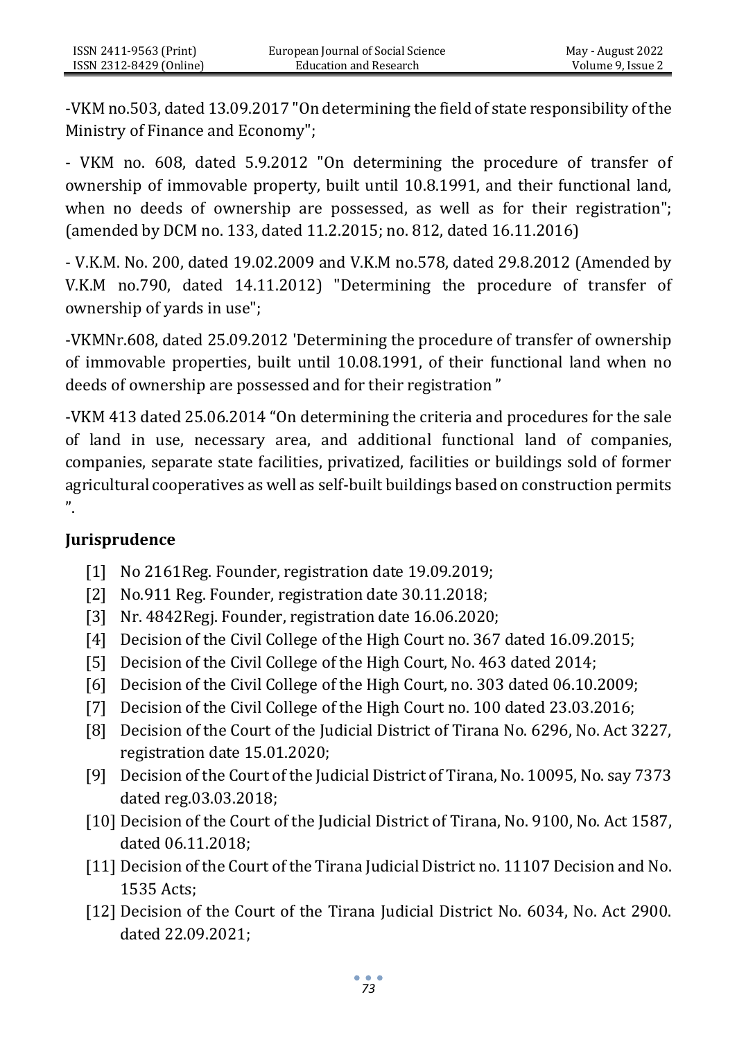-VKM no.503, dated 13.09.2017 "On determining the field of state responsibility of the Ministry of Finance and Economy";

- VKM no. 608, dated 5.9.2012 "On determining the procedure of transfer of ownership of immovable property, built until 10.8.1991, and their functional land, when no deeds of ownership are possessed, as well as for their registration"; (amended by DCM no. 133, dated 11.2.2015; no. 812, dated 16.11.2016)

- V.K.M. No. 200, dated 19.02.2009 and V.K.M no.578, dated 29.8.2012 (Amended by V.K.M no.790, dated 14.11.2012) "Determining the procedure of transfer of ownership of yards in use";

-VKMNr.608, dated 25.09.2012 'Determining the procedure of transfer of ownership of immovable properties, built until 10.08.1991, of their functional land when no deeds of ownership are possessed and for their registration "

-VKM 413 dated 25.06.2014 "On determining the criteria and procedures for the sale of land in use, necessary area, and additional functional land of companies, companies, separate state facilities, privatized, facilities or buildings sold of former agricultural cooperatives as well as self-built buildings based on construction permits ".

## Jurisprudence

[1] No 2161Reg. Founder, registration date 19.09.2019;

[2] No.911 Reg. Founder, registration date 30.11.2018;

[3] Nr. 4842Regj. Founder, registration date 16.06.2020;

[4] Decision of the Civil College of the High Court no. 367 dated 16.09.2015;

[5] Decision of the Civil College of the High Court, No. 463 dated 2014;

[6] Decision of the Civil College of the High Court, no. 303 dated 06.10.2009;

[7] Decision of the Civil College of the High Court no. 100 dated 23.03.2016;

[8] Decision of the Court of the Judicial District of Tirana No. 6296, No. Act 3227, registration date 15.01.2020;

[9] Decision of the Court of the Judicial District of Tirana, No. 10095, No. say 7373 dated reg.03.03.2018;

[10] Decision of the Court of the Judicial District of Tirana, No. 9100, No. Act 1587, dated 06.11.2018;

[11] Decision of the Court of the Tirana Judicial District no. 11107 Decision and No. 1535 Acts;

[12] Decision of the Court of the Tirana Judicial District No. 6034, No. Act 2900. dated 22.09.2021;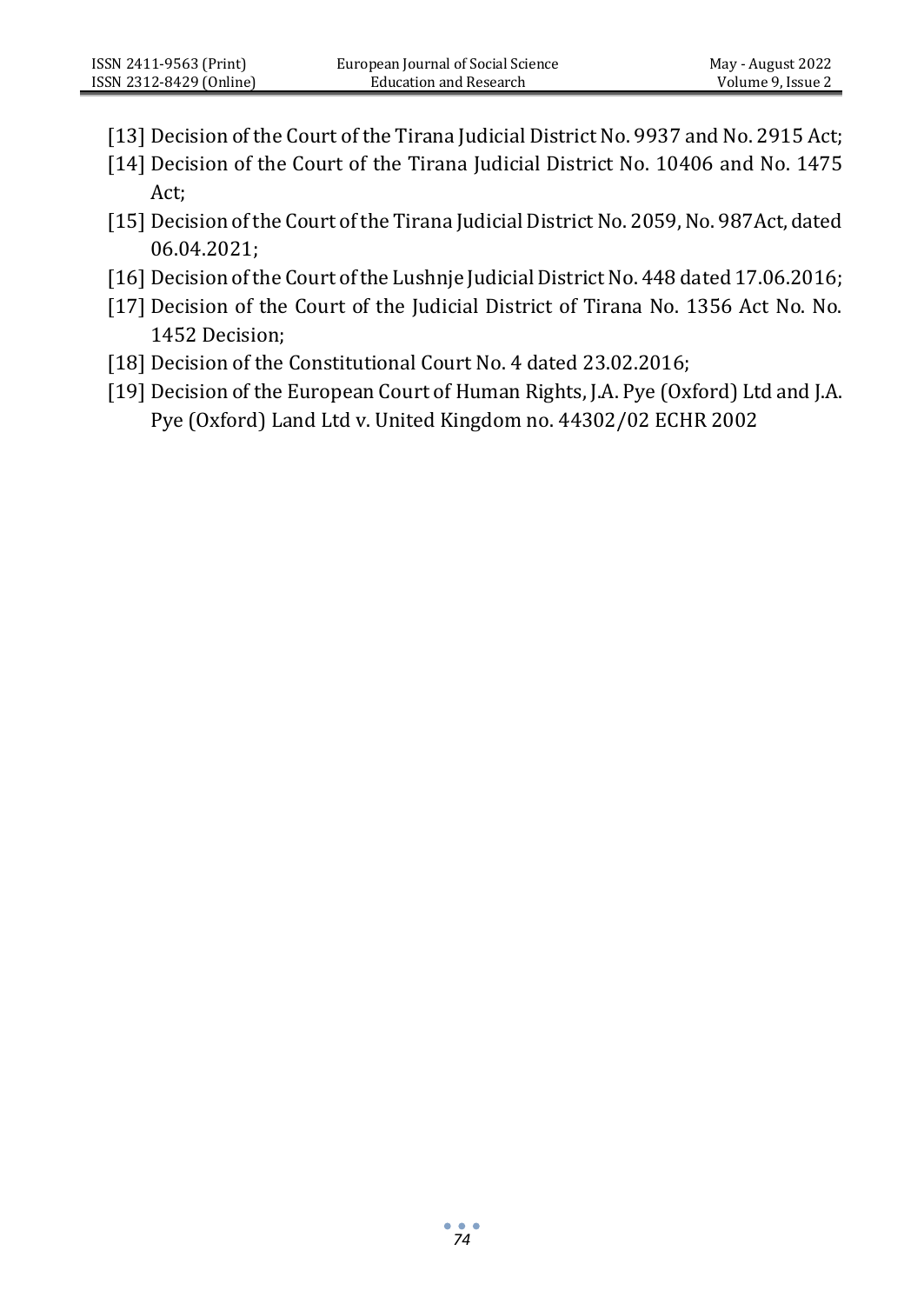[13] Decision of the Court of the Tirana Judicial District No. 9937 and No. 2915 Act;

[14] Decision of the Court of the Tirana Judicial District No. 10406 and No. 1475 Act;

[15] Decision of the Court of the Tirana Judicial District No. 2059, No. 987Act, dated 06.04.2021;

[16] Decision of the Court of the Lushnje Judicial District No. 448 dated 17.06.2016;

[17] Decision of the Court of the Judicial District of Tirana No. 1356 Act No. No. 1452 Decision;

[18] Decision of the Constitutional Court No. 4 dated 23.02.2016;

[19] Decision of the European Court of Human Rights, J.A. Pye (Oxford) Ltd and J.A. Pye (Oxford) Land Ltd v. United Kingdom no. 44302/02 ECHR 2002